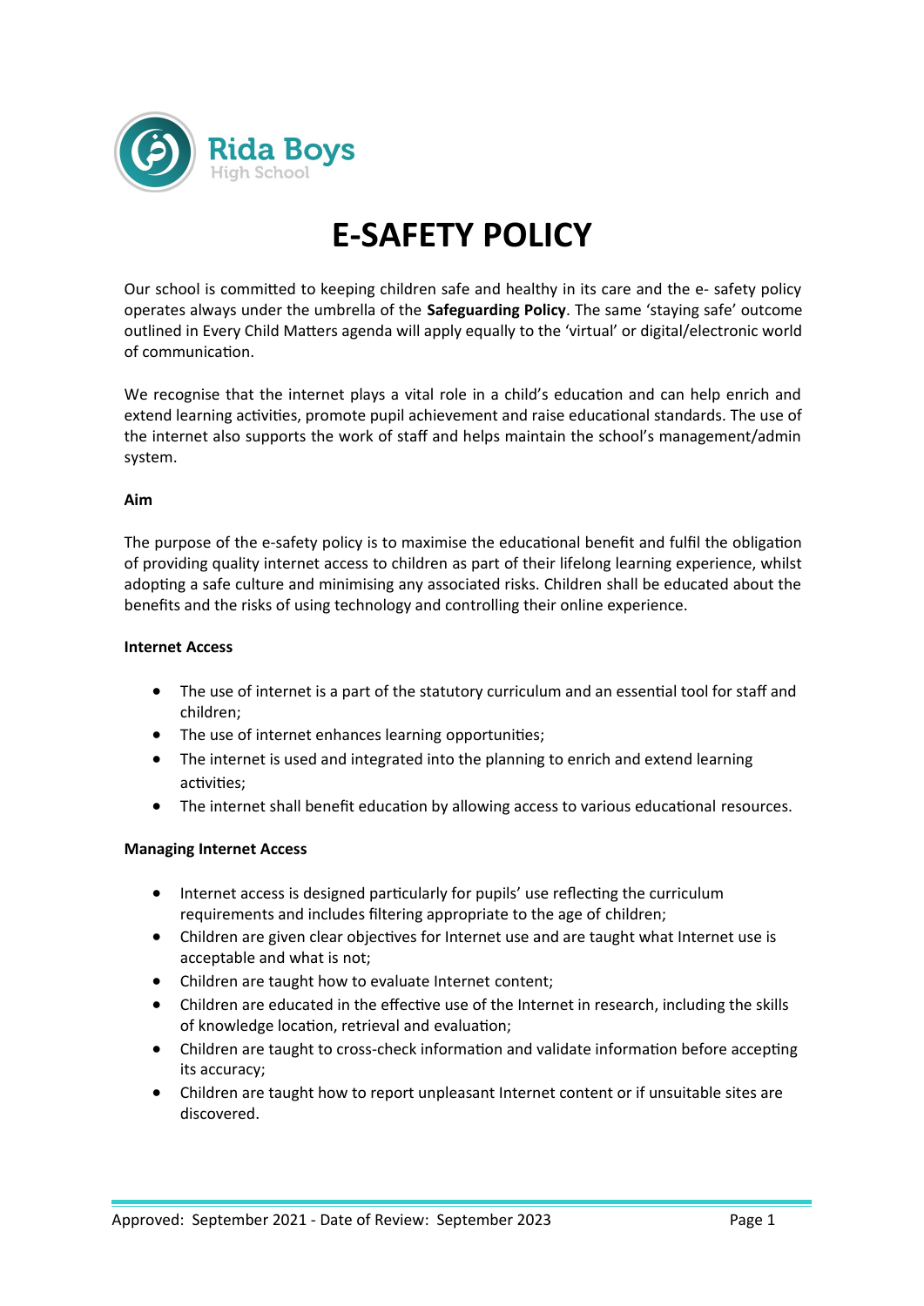Rida Boys
High School

# E-SAFETY POLICY

Our school is committed to keeping children safe and healthy in its care and the e- safety policy operates always under the umbrella of the **Safeguarding Policy**. The same 'staying safe' outcome outlined in Every Child Matters agenda will apply equally to the 'virtual' or digital/electronic world of communication.

We recognise that the internet plays a vital role in a child's education and can help enrich and extend learning activities, promote pupil achievement and raise educational standards. The use of the internet also supports the work of staff and helps maintain the school's management/admin system.

**Aim**

The purpose of the e-safety policy is to maximise the educational benefit and fulfil the obligation of providing quality internet access to children as part of their lifelong learning experience, whilst adopting a safe culture and minimising any associated risks. Children shall be educated about the benefits and the risks of using technology and controlling their online experience.

**Internet Access**

- The use of internet is a part of the statutory curriculum and an essential tool for staff and children;
- The use of internet enhances learning opportunities;
- The internet is used and integrated into the planning to enrich and extend learning activities;
- The internet shall benefit education by allowing access to various educational resources.

**Managing Internet Access**

- Internet access is designed particularly for pupils' use reflecting the curriculum requirements and includes filtering appropriate to the age of children;
- Children are given clear objectives for Internet use and are taught what Internet use is acceptable and what is not;
- Children are taught how to evaluate Internet content;
- Children are educated in the effective use of the Internet in research, including the skills of knowledge location, retrieval and evaluation;
- Children are taught to cross-check information and validate information before accepting its accuracy;
- Children are taught how to report unpleasant Internet content or if unsuitable sites are discovered.

Approved: September 2021 - Date of Review: September 2023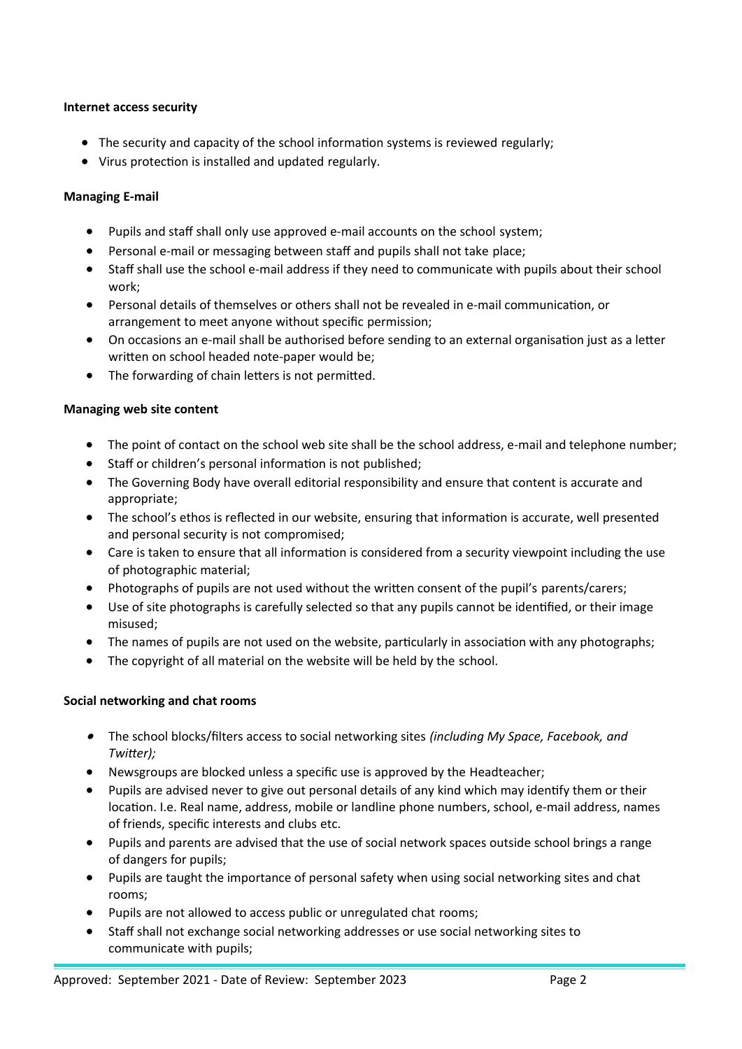**Internet access security**

- The security and capacity of the school information systems is reviewed regularly;
- Virus protection is installed and updated regularly.

**Managing E-mail**

- Pupils and staff shall only use approved e-mail accounts on the school system;
- Personal e-mail or messaging between staff and pupils shall not take place;
- Staff shall use the school e-mail address if they need to communicate with pupils about their school work;
- Personal details of themselves or others shall not be revealed in e-mail communication, or arrangement to meet anyone without specific permission;
- On occasions an e-mail shall be authorised before sending to an external organisation just as a letter written on school headed note-paper would be;
- The forwarding of chain letters is not permitted.

**Managing web site content**

- The point of contact on the school web site shall be the school address, e-mail and telephone number;
- Staff or children's personal information is not published;
- The Governing Body have overall editorial responsibility and ensure that content is accurate and appropriate;
- The school's ethos is reflected in our website, ensuring that information is accurate, well presented and personal security is not compromised;
- Care is taken to ensure that all information is considered from a security viewpoint including the use of photographic material;
- Photographs of pupils are not used without the written consent of the pupil's parents/carers;
- Use of site photographs is carefully selected so that any pupils cannot be identified, or their image misused;
- The names of pupils are not used on the website, particularly in association with any photographs;
- The copyright of all material on the website will be held by the school.

**Social networking and chat rooms**

- The school blocks/filters access to social networking sites *(including My Space, Facebook, and Twitter);*
- Newsgroups are blocked unless a specific use is approved by the Headteacher;
- Pupils are advised never to give out personal details of any kind which may identify them or their location. I.e. Real name, address, mobile or landline phone numbers, school, e-mail address, names of friends, specific interests and clubs etc.
- Pupils and parents are advised that the use of social network spaces outside school brings a range of dangers for pupils;
- Pupils are taught the importance of personal safety when using social networking sites and chat rooms;
- Pupils are not allowed to access public or unregulated chat rooms;
- Staff shall not exchange social networking addresses or use social networking sites to communicate with pupils;

Approved: September 2021 - Date of Review: September 2023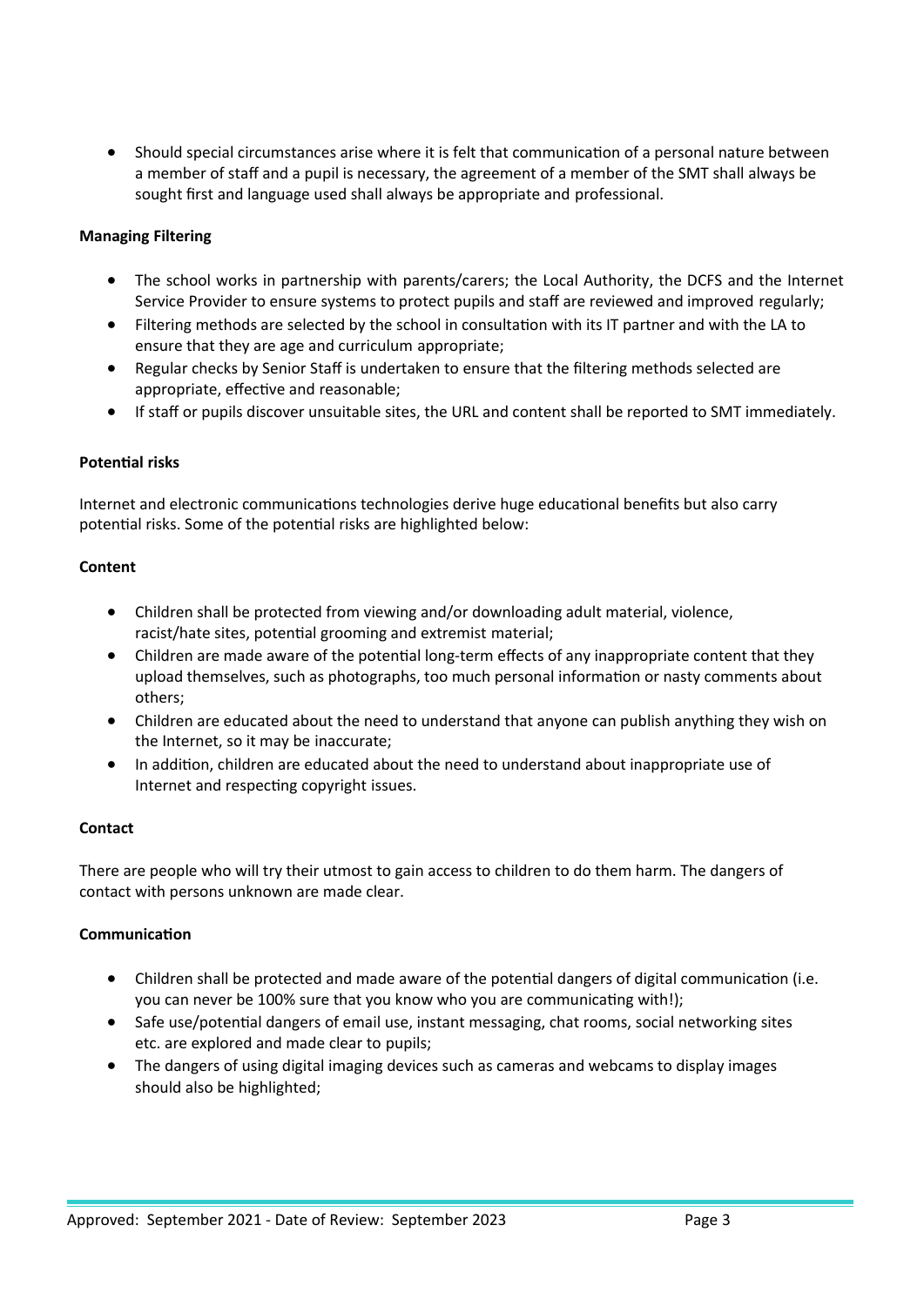- Should special circumstances arise where it is felt that communication of a personal nature between a member of staff and a pupil is necessary, the agreement of a member of the SMT shall always be sought first and language used shall always be appropriate and professional.

**Managing Filtering**

- The school works in partnership with parents/carers; the Local Authority, the DCFS and the Internet Service Provider to ensure systems to protect pupils and staff are reviewed and improved regularly;
- Filtering methods are selected by the school in consultation with its IT partner and with the LA to ensure that they are age and curriculum appropriate;
- Regular checks by Senior Staff is undertaken to ensure that the filtering methods selected are appropriate, effective and reasonable;
- If staff or pupils discover unsuitable sites, the URL and content shall be reported to SMT immediately.

**Potential risks**

Internet and electronic communications technologies derive huge educational benefits but also carry potential risks. Some of the potential risks are highlighted below:

**Content**

- Children shall be protected from viewing and/or downloading adult material, violence, racist/hate sites, potential grooming and extremist material;
- Children are made aware of the potential long-term effects of any inappropriate content that they upload themselves, such as photographs, too much personal information or nasty comments about others;
- Children are educated about the need to understand that anyone can publish anything they wish on the Internet, so it may be inaccurate;
- In addition, children are educated about the need to understand about inappropriate use of Internet and respecting copyright issues.

**Contact**

There are people who will try their utmost to gain access to children to do them harm. The dangers of contact with persons unknown are made clear.

**Communication**

- Children shall be protected and made aware of the potential dangers of digital communication (i.e. you can never be 100% sure that you know who you are communicating with!);
- Safe use/potential dangers of email use, instant messaging, chat rooms, social networking sites etc. are explored and made clear to pupils;
- The dangers of using digital imaging devices such as cameras and webcams to display images should also be highlighted;

Approved: September 2021 - Date of Review: September 2023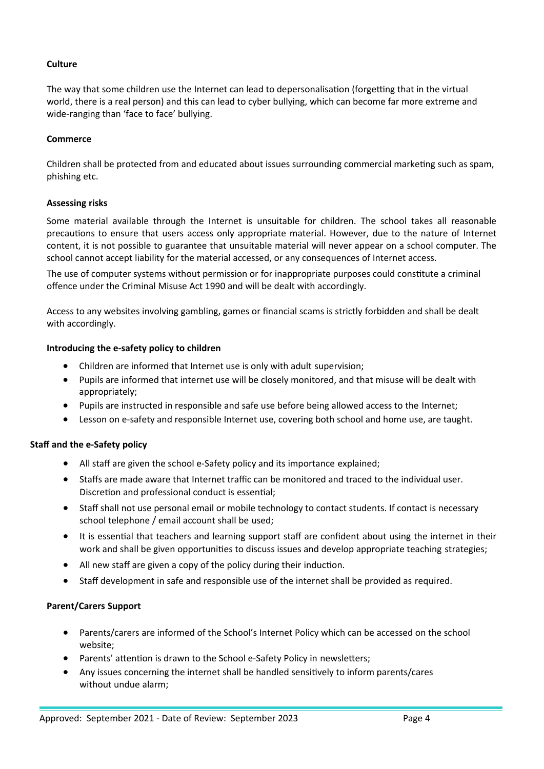**Culture**

The way that some children use the Internet can lead to depersonalisation (forgetting that in the virtual world, there is a real person) and this can lead to cyber bullying, which can become far more extreme and wide-ranging than 'face to face' bullying.

**Commerce**

Children shall be protected from and educated about issues surrounding commercial marketing such as spam, phishing etc.

**Assessing risks**

Some material available through the Internet is unsuitable for children. The school takes all reasonable precautions to ensure that users access only appropriate material. However, due to the nature of Internet content, it is not possible to guarantee that unsuitable material will never appear on a school computer. The school cannot accept liability for the material accessed, or any consequences of Internet access.

The use of computer systems without permission or for inappropriate purposes could constitute a criminal offence under the Criminal Misuse Act 1990 and will be dealt with accordingly.

Access to any websites involving gambling, games or financial scams is strictly forbidden and shall be dealt with accordingly.

**Introducing the e-safety policy to children**

- Children are informed that Internet use is only with adult supervision;
- Pupils are informed that internet use will be closely monitored, and that misuse will be dealt with appropriately;
- Pupils are instructed in responsible and safe use before being allowed access to the Internet;
- Lesson on e-safety and responsible Internet use, covering both school and home use, are taught.

**Staff and the e-Safety policy**

- All staff are given the school e-Safety policy and its importance explained;
- Staffs are made aware that Internet traffic can be monitored and traced to the individual user. Discretion and professional conduct is essential;
- Staff shall not use personal email or mobile technology to contact students. If contact is necessary school telephone / email account shall be used;
- It is essential that teachers and learning support staff are confident about using the internet in their work and shall be given opportunities to discuss issues and develop appropriate teaching strategies;
- All new staff are given a copy of the policy during their induction.
- Staff development in safe and responsible use of the internet shall be provided as required.

**Parent/Carers Support**

- Parents/carers are informed of the School's Internet Policy which can be accessed on the school website;
- Parents' attention is drawn to the School e-Safety Policy in newsletters;
- Any issues concerning the internet shall be handled sensitively to inform parents/cares without undue alarm;

Approved: September 2021 - Date of Review: September 2023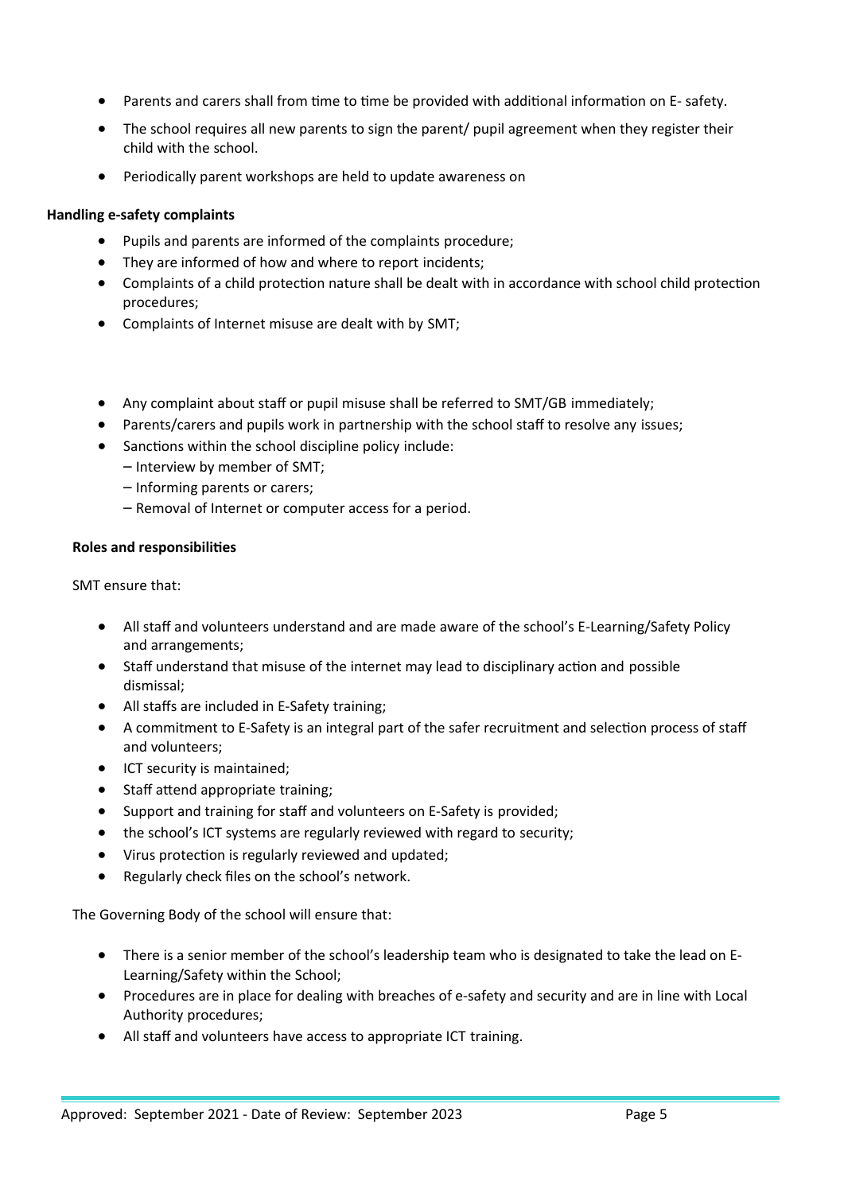- Parents and carers shall from time to time be provided with additional information on E- safety.
- The school requires all new parents to sign the parent/ pupil agreement when they register their child with the school.
- Periodically parent workshops are held to update awareness on

**Handling e-safety complaints**

- Pupils and parents are informed of the complaints procedure;
- They are informed of how and where to report incidents;
- Complaints of a child protection nature shall be dealt with in accordance with school child protection procedures;
- Complaints of Internet misuse are dealt with by SMT;

- Any complaint about staff or pupil misuse shall be referred to SMT/GB immediately;
- Parents/carers and pupils work in partnership with the school staff to resolve any issues;
- Sanctions within the school discipline policy include:
  – Interview by member of SMT;
  – Informing parents or carers;
  – Removal of Internet or computer access for a period.

**Roles and responsibilities**

SMT ensure that:

- All staff and volunteers understand and are made aware of the school's E-Learning/Safety Policy and arrangements;
- Staff understand that misuse of the internet may lead to disciplinary action and possible dismissal;
- All staffs are included in E-Safety training;
- A commitment to E-Safety is an integral part of the safer recruitment and selection process of staff and volunteers;
- ICT security is maintained;
- Staff attend appropriate training;
- Support and training for staff and volunteers on E-Safety is provided;
- the school's ICT systems are regularly reviewed with regard to security;
- Virus protection is regularly reviewed and updated;
- Regularly check files on the school's network.

The Governing Body of the school will ensure that:

- There is a senior member of the school's leadership team who is designated to take the lead on E-Learning/Safety within the School;
- Procedures are in place for dealing with breaches of e-safety and security and are in line with Local Authority procedures;
- All staff and volunteers have access to appropriate ICT training.

Approved: September 2021 - Date of Review: September 2023